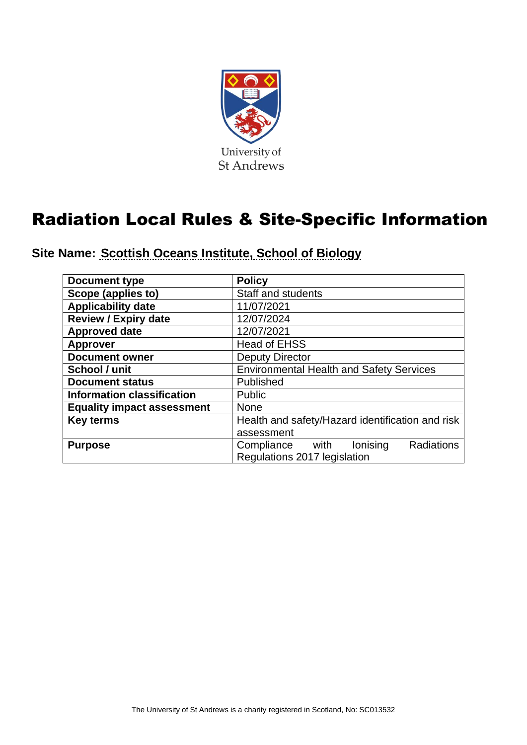University of St Andrews

# Radiation Local Rules & Site-Specific Information

**Site Name: Scottish Oceans Institute, School of Biology**

| **Document type** | **Policy** |
|---|---|
| **Scope (applies to)** | Staff and students |
| **Applicability date** | 11/07/2021 |
| **Review / Expiry date** | 12/07/2024 |
| **Approved date** | 12/07/2021 |
| **Approver** | Head of EHSS |
| **Document owner** | Deputy Director |
| **School / unit** | Environmental Health and Safety Services |
| **Document status** | Published |
| **Information classification** | Public |
| **Equality impact assessment** | None |
| **Key terms** | Health and safety/Hazard identification and risk assessment |
| **Purpose** | Compliance with Ionising Radiations Regulations 2017 legislation |

The University of St Andrews is a charity registered in Scotland, No: SC013532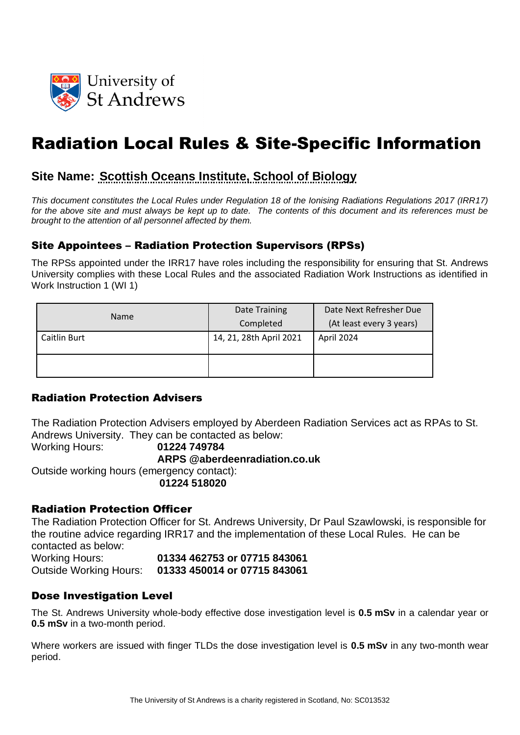University of St Andrews

# Radiation Local Rules & Site-Specific Information

## Site Name: Scottish Oceans Institute, School of Biology

*This document constitutes the Local Rules under Regulation 18 of the Ionising Radiations Regulations 2017 (IRR17) for the above site and must always be kept up to date. The contents of this document and its references must be brought to the attention of all personnel affected by them.*

### Site Appointees – Radiation Protection Supervisors (RPSs)

The RPSs appointed under the IRR17 have roles including the responsibility for ensuring that St. Andrews University complies with these Local Rules and the associated Radiation Work Instructions as identified in Work Instruction 1 (WI 1)

| Name | Date Training Completed | Date Next Refresher Due (At least every 3 years) |
|---|---|---|
| Caitlin Burt | 14, 21, 28th April 2021 | April 2024 |
| | | |

### Radiation Protection Advisers

The Radiation Protection Advisers employed by Aberdeen Radiation Services act as RPAs to St. Andrews University. They can be contacted as below:

Working Hours: **01224 749784**

**ARPS @aberdeenradiation.co.uk**

Outside working hours (emergency contact):

**01224 518020**

### Radiation Protection Officer

The Radiation Protection Officer for St. Andrews University, Dr Paul Szawlowski, is responsible for the routine advice regarding IRR17 and the implementation of these Local Rules. He can be contacted as below:

Working Hours: **01334 462753 or 07715 843061**

Outside Working Hours: **01333 450014 or 07715 843061**

### Dose Investigation Level

The St. Andrews University whole-body effective dose investigation level is **0.5 mSv** in a calendar year or **0.5 mSv** in a two-month period.

Where workers are issued with finger TLDs the dose investigation level is **0.5 mSv** in any two-month wear period.

The University of St Andrews is a charity registered in Scotland, No: SC013532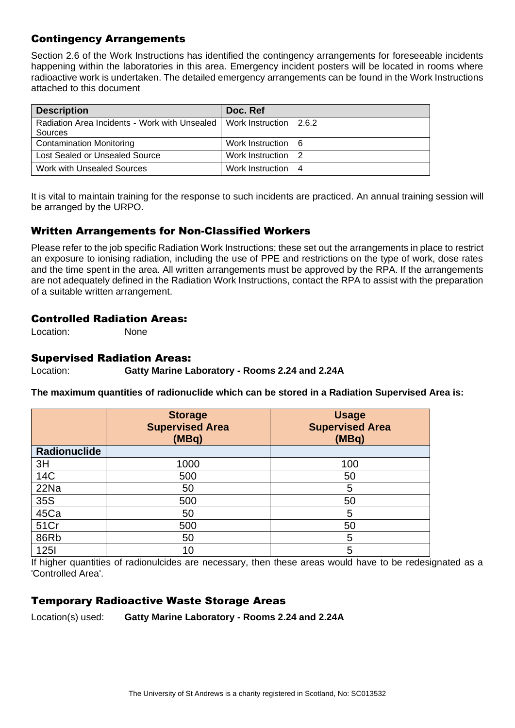## Contingency Arrangements

Section 2.6 of the Work Instructions has identified the contingency arrangements for foreseeable incidents happening within the laboratories in this area. Emergency incident posters will be located in rooms where radioactive work is undertaken. The detailed emergency arrangements can be found in the Work Instructions attached to this document

| Description | Doc. Ref |
|---|---|
| Radiation Area Incidents - Work with Unsealed Sources | Work Instruction 2.6.2 |
| Contamination Monitoring | Work Instruction 6 |
| Lost Sealed or Unsealed Source | Work Instruction 2 |
| Work with Unsealed Sources | Work Instruction 4 |

It is vital to maintain training for the response to such incidents are practiced. An annual training session will be arranged by the URPO.

## Written Arrangements for Non-Classified Workers

Please refer to the job specific Radiation Work Instructions; these set out the arrangements in place to restrict an exposure to ionising radiation, including the use of PPE and restrictions on the type of work, dose rates and the time spent in the area. All written arrangements must be approved by the RPA. If the arrangements are not adequately defined in the Radiation Work Instructions, contact the RPA to assist with the preparation of a suitable written arrangement.

## Controlled Radiation Areas:

Location: None

## Supervised Radiation Areas:

Location: **Gatty Marine Laboratory - Rooms 2.24 and 2.24A**

**The maximum quantities of radionuclide which can be stored in a Radiation Supervised Area is:**

| | Storage Supervised Area (MBq) | Usage Supervised Area (MBq) |
|---|---|---|
| **Radionuclide** | | |
| 3H | 1000 | 100 |
| 14C | 500 | 50 |
| 22Na | 50 | 5 |
| 35S | 500 | 50 |
| 45Ca | 50 | 5 |
| 51Cr | 500 | 50 |
| 86Rb | 50 | 5 |
| 125I | 10 | 5 |

If higher quantities of radionulcides are necessary, then these areas would have to be redesignated as a 'Controlled Area'.

## Temporary Radioactive Waste Storage Areas

Location(s) used: **Gatty Marine Laboratory - Rooms 2.24 and 2.24A**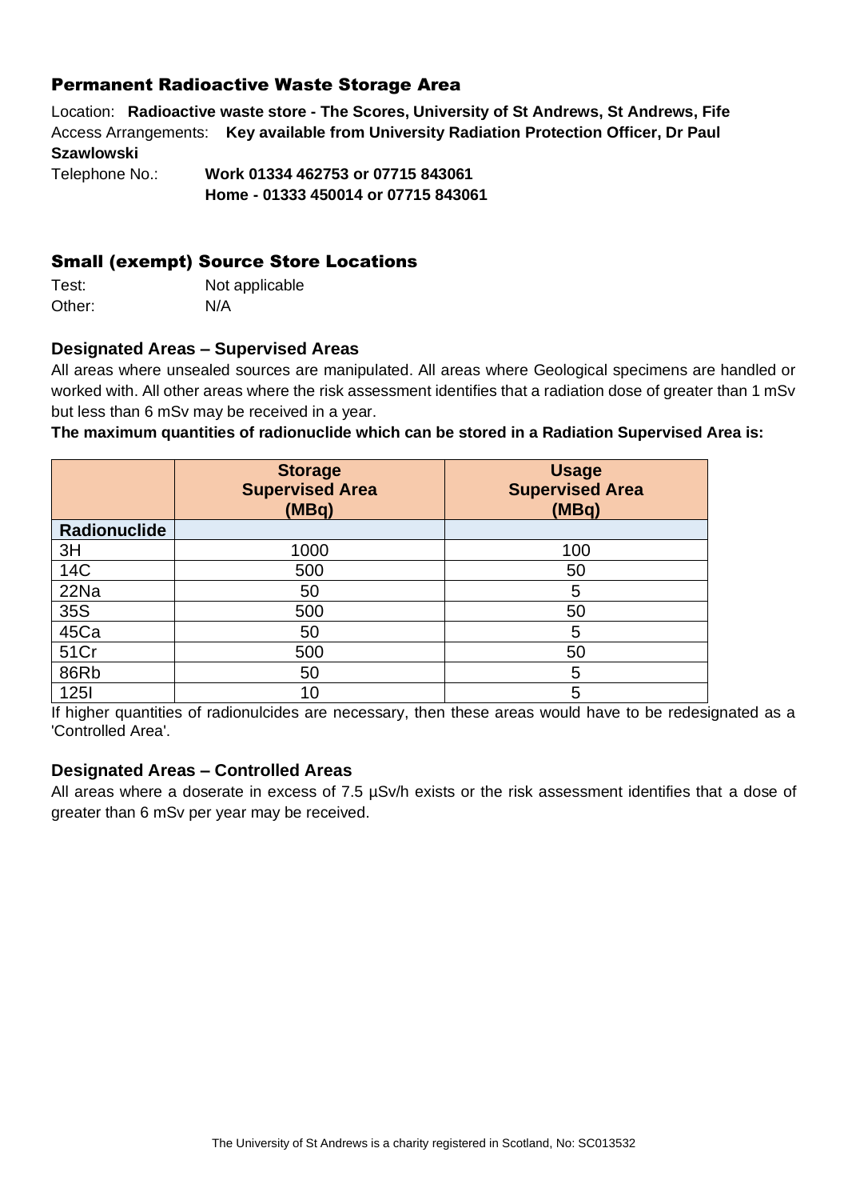## Permanent Radioactive Waste Storage Area

Location: **Radioactive waste store - The Scores, University of St Andrews, St Andrews, Fife**
Access Arrangements: **Key available from University Radiation Protection Officer, Dr Paul Szawlowski**
Telephone No.: **Work 01334 462753 or 07715 843061**
**Home - 01333 450014 or 07715 843061**

## Small (exempt) Source Store Locations

Test: Not applicable
Other: N/A

### Designated Areas – Supervised Areas

All areas where unsealed sources are manipulated. All areas where Geological specimens are handled or worked with. All other areas where the risk assessment identifies that a radiation dose of greater than 1 mSv but less than 6 mSv may be received in a year.

**The maximum quantities of radionuclide which can be stored in a Radiation Supervised Area is:**

| | **Storage Supervised Area (MBq)** | **Usage Supervised Area (MBq)** |
|---|---|---|
| **Radionuclide** | | |
| 3H | 1000 | 100 |
| 14C | 500 | 50 |
| 22Na | 50 | 5 |
| 35S | 500 | 50 |
| 45Ca | 50 | 5 |
| 51Cr | 500 | 50 |
| 86Rb | 50 | 5 |
| 125I | 10 | 5 |

If higher quantities of radionulcides are necessary, then these areas would have to be redesignated as a 'Controlled Area'.

### Designated Areas – Controlled Areas

All areas where a doserate in excess of 7.5 µSv/h exists or the risk assessment identifies that a dose of greater than 6 mSv per year may be received.

The University of St Andrews is a charity registered in Scotland, No: SC013532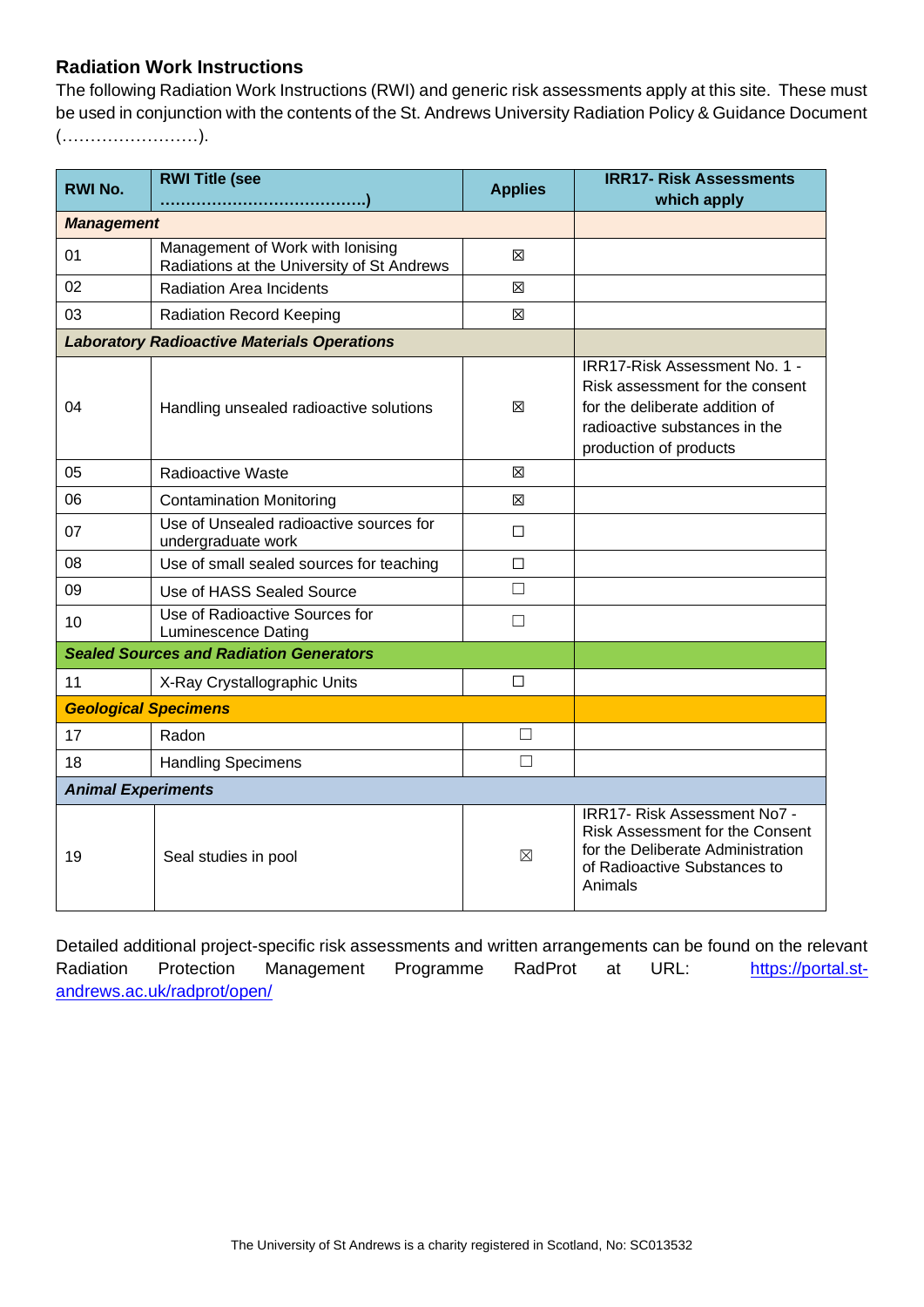## Radiation Work Instructions

The following Radiation Work Instructions (RWI) and generic risk assessments apply at this site. These must be used in conjunction with the contents of the St. Andrews University Radiation Policy & Guidance Document (……………………).

| RWI No. | RWI Title (see ………………………………….) | Applies | IRR17- Risk Assessments which apply |
|---|---|---|---|
| ***Management*** | | | |
| 01 | Management of Work with Ionising Radiations at the University of St Andrews | ☒ | |
| 02 | Radiation Area Incidents | ☒ | |
| 03 | Radiation Record Keeping | ☒ | |
| ***Laboratory Radioactive Materials Operations*** | | | |
| 04 | Handling unsealed radioactive solutions | ☒ | IRR17-Risk Assessment No. 1 - Risk assessment for the consent for the deliberate addition of radioactive substances in the production of products |
| 05 | Radioactive Waste | ☒ | |
| 06 | Contamination Monitoring | ☒ | |
| 07 | Use of Unsealed radioactive sources for undergraduate work | ☐ | |
| 08 | Use of small sealed sources for teaching | ☐ | |
| 09 | Use of HASS Sealed Source | ☐ | |
| 10 | Use of Radioactive Sources for Luminescence Dating | ☐ | |
| ***Sealed Sources and Radiation Generators*** | | | |
| 11 | X-Ray Crystallographic Units | ☐ | |
| ***Geological Specimens*** | | | |
| 17 | Radon | ☐ | |
| 18 | Handling Specimens | ☐ | |
| ***Animal Experiments*** | | | |
| 19 | Seal studies in pool | ☒ | IRR17- Risk Assessment No7 - Risk Assessment for the Consent for the Deliberate Administration of Radioactive Substances to Animals |

Detailed additional project-specific risk assessments and written arrangements can be found on the relevant Radiation Protection Management Programme RadProt at URL: https://portal.st-andrews.ac.uk/radprot/open/

The University of St Andrews is a charity registered in Scotland, No: SC013532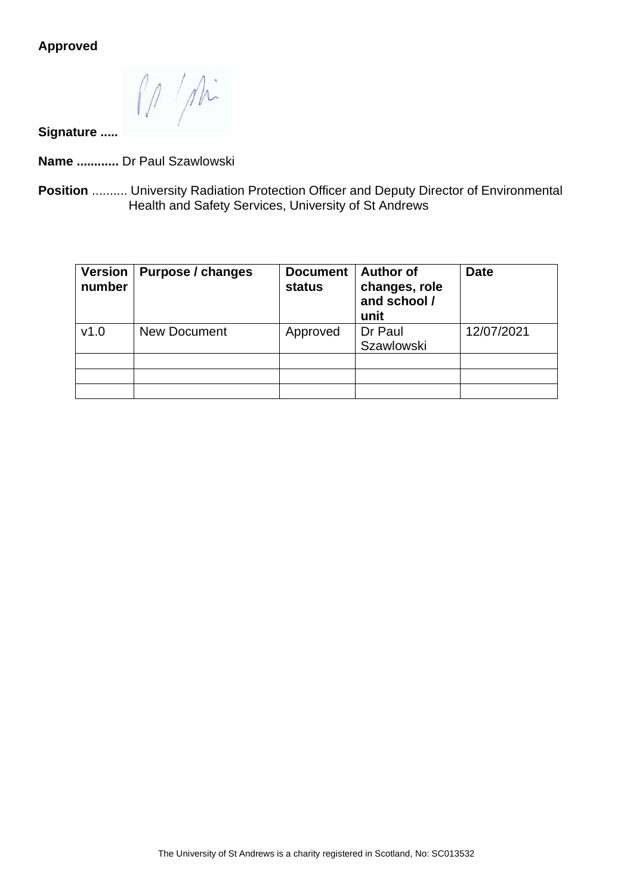**Approved**

**Signature .....**

**Name ............** Dr Paul Szawlowski

**Position** .......... University Radiation Protection Officer and Deputy Director of Environmental Health and Safety Services, University of St Andrews

| Version number | Purpose / changes | Document status | Author of changes, role and school / unit | Date |
|---|---|---|---|---|
| v1.0 | New Document | Approved | Dr Paul Szawlowski | 12/07/2021 |
| | | | | |
| | | | | |
| | | | | |

The University of St Andrews is a charity registered in Scotland, No: SC013532